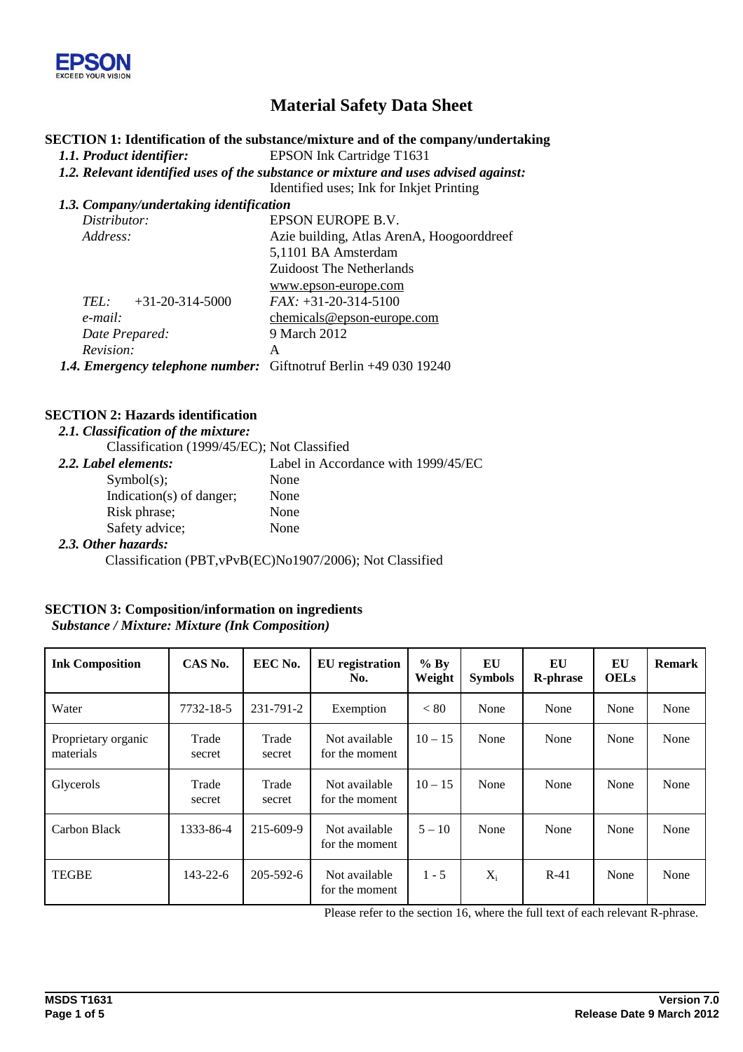# Material Safety Data Sheet

## SECTION 1: Identification of the substance/mixture and of the company/undertaking

***1.1. Product identifier:*** EPSON Ink Cartridge T1631

***1.2. Relevant identified uses of the substance or mixture and uses advised against:***
Identified uses; Ink for Inkjet Printing

***1.3. Company/undertaking identification***

| | |
|---|---|
| *Distributor:* | EPSON EUROPE B.V. |
| *Address:* | Azie building, Atlas ArenA, Hoogoorddreef 5,1101 BA Amsterdam Zuidoost The Netherlands www.epson-europe.com |
| *TEL:* +31-20-314-5000 | *FAX:* +31-20-314-5100 |
| *e-mail:* | chemicals@epson-europe.com |
| *Date Prepared:* | 9 March 2012 |
| *Revision:* | A |

***1.4. Emergency telephone number:*** Giftnotruf Berlin +49 030 19240

## SECTION 2: Hazards identification

***2.1. Classification of the mixture:***
Classification (1999/45/EC); Not Classified

***2.2. Label elements:*** Label in Accordance with 1999/45/EC

- Symbol(s); None
- Indication(s) of danger; None
- Risk phrase; None
- Safety advice; None

***2.3. Other hazards:***
Classification (PBT,vPvB(EC)No1907/2006); Not Classified

## SECTION 3: Composition/information on ingredients

***Substance / Mixture: Mixture (Ink Composition)***

| Ink Composition | CAS No. | EEC No. | EU registration No. | % By Weight | EU Symbols | EU R-phrase | EU OELs | Remark |
|---|---|---|---|---|---|---|---|---|
| Water | 7732-18-5 | 231-791-2 | Exemption | < 80 | None | None | None | None |
| Proprietary organic materials | Trade secret | Trade secret | Not available for the moment | 10 – 15 | None | None | None | None |
| Glycerols | Trade secret | Trade secret | Not available for the moment | 10 – 15 | None | None | None | None |
| Carbon Black | 1333-86-4 | 215-609-9 | Not available for the moment | 5 – 10 | None | None | None | None |
| TEGBE | 143-22-6 | 205-592-6 | Not available for the moment | 1 - 5 | $X_i$ | R-41 | None | None |

Please refer to the section 16, where the full text of each relevant R-phrase.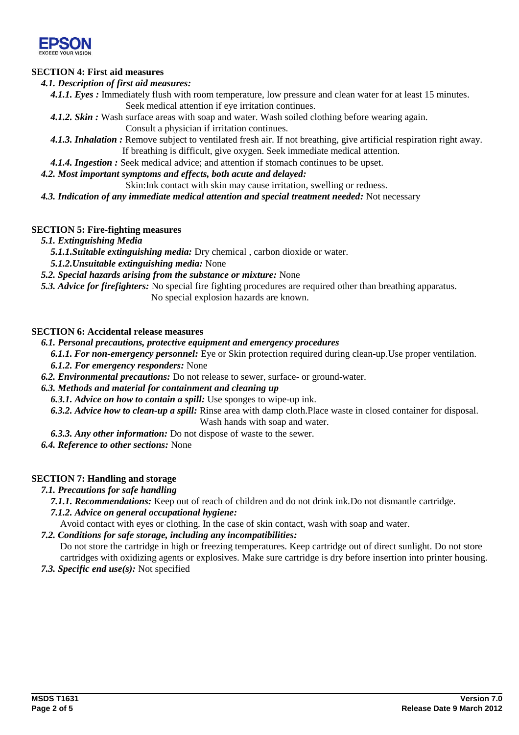## SECTION 4: First aid measures

***4.1. Description of first aid measures:***

***4.1.1. Eyes :*** Immediately flush with room temperature, low pressure and clean water for at least 15 minutes. Seek medical attention if eye irritation continues.

***4.1.2. Skin :*** Wash surface areas with soap and water. Wash soiled clothing before wearing again. Consult a physician if irritation continues.

***4.1.3. Inhalation :*** Remove subject to ventilated fresh air. If not breathing, give artificial respiration right away. If breathing is difficult, give oxygen. Seek immediate medical attention.

***4.1.4. Ingestion :*** Seek medical advice; and attention if stomach continues to be upset.

***4.2. Most important symptoms and effects, both acute and delayed:***

Skin:Ink contact with skin may cause irritation, swelling or redness.

***4.3. Indication of any immediate medical attention and special treatment needed:*** Not necessary

## SECTION 5: Fire-fighting measures

***5.1. Extinguishing Media***

***5.1.1.Suitable extinguishing media:*** Dry chemical , carbon dioxide or water.

***5.1.2.Unsuitable extinguishing media:*** None

***5.2. Special hazards arising from the substance or mixture:*** None

***5.3. Advice for firefighters:*** No special fire fighting procedures are required other than breathing apparatus. No special explosion hazards are known.

## SECTION 6: Accidental release measures

***6.1. Personal precautions, protective equipment and emergency procedures***

***6.1.1. For non-emergency personnel:*** Eye or Skin protection required during clean-up.Use proper ventilation.

***6.1.2. For emergency responders:*** None

***6.2. Environmental precautions:*** Do not release to sewer, surface- or ground-water.

***6.3. Methods and material for containment and cleaning up***

***6.3.1. Advice on how to contain a spill:*** Use sponges to wipe-up ink.

***6.3.2. Advice how to clean-up a spill:*** Rinse area with damp cloth.Place waste in closed container for disposal. Wash hands with soap and water.

***6.3.3. Any other information:*** Do not dispose of waste to the sewer.

***6.4. Reference to other sections:*** None

## SECTION 7: Handling and storage

***7.1. Precautions for safe handling***

***7.1.1. Recommendations:*** Keep out of reach of children and do not drink ink.Do not dismantle cartridge.

***7.1.2. Advice on general occupational hygiene:***

Avoid contact with eyes or clothing. In the case of skin contact, wash with soap and water.

***7.2. Conditions for safe storage, including any incompatibilities:***

Do not store the cartridge in high or freezing temperatures. Keep cartridge out of direct sunlight. Do not store cartridges with oxidizing agents or explosives. Make sure cartridge is dry before insertion into printer housing.

***7.3. Specific end use(s):*** Not specified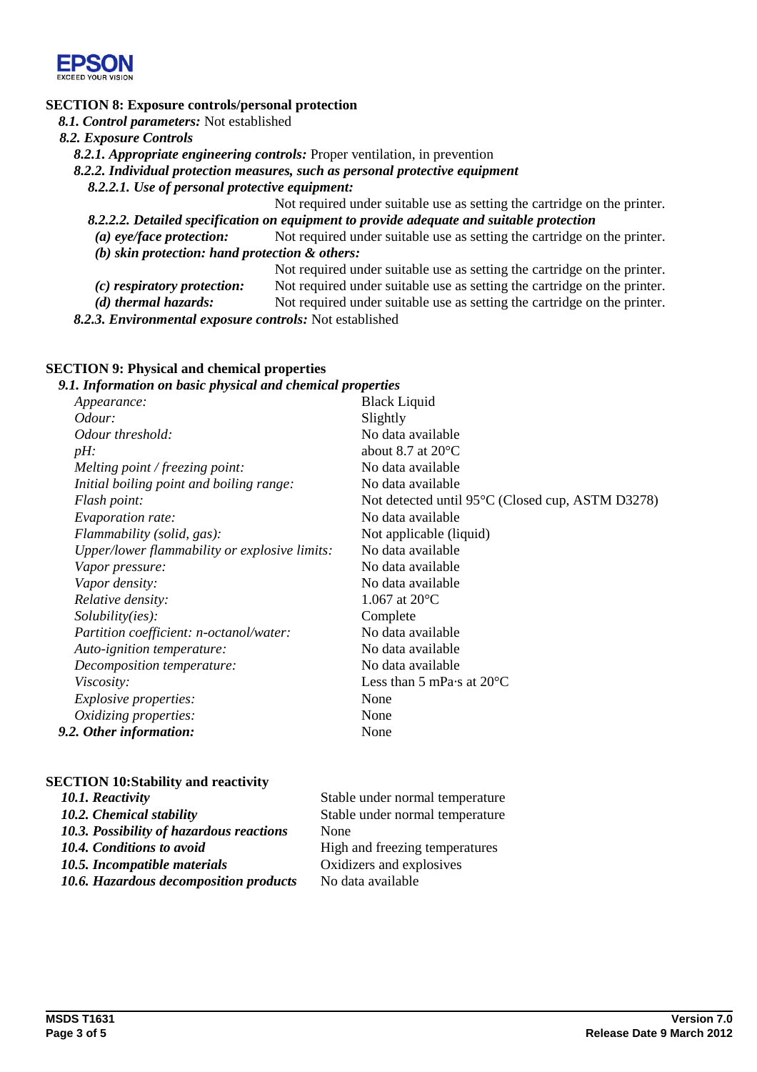## SECTION 8: Exposure controls/personal protection

***8.1. Control parameters:*** Not established

***8.2. Exposure Controls***

***8.2.1. Appropriate engineering controls:*** Proper ventilation, in prevention

***8.2.2. Individual protection measures, such as personal protective equipment***

***8.2.2.1. Use of personal protective equipment:***

Not required under suitable use as setting the cartridge on the printer.

***8.2.2.2. Detailed specification on equipment to provide adequate and suitable protection***

***(a) eye/face protection:*** Not required under suitable use as setting the cartridge on the printer.

***(b) skin protection: hand protection & others:***

Not required under suitable use as setting the cartridge on the printer.

***(c) respiratory protection:*** Not required under suitable use as setting the cartridge on the printer.

***(d) thermal hazards:*** Not required under suitable use as setting the cartridge on the printer.

***8.2.3. Environmental exposure controls:*** Not established

## SECTION 9: Physical and chemical properties

***9.1. Information on basic physical and chemical properties***

| | |
|---|---|
| *Appearance:* | Black Liquid |
| *Odour:* | Slightly |
| *Odour threshold:* | No data available |
| *pH:* | about 8.7 at 20°C |
| *Melting point / freezing point:* | No data available |
| *Initial boiling point and boiling range:* | No data available |
| *Flash point:* | Not detected until 95°C (Closed cup, ASTM D3278) |
| *Evaporation rate:* | No data available |
| *Flammability (solid, gas):* | Not applicable (liquid) |
| *Upper/lower flammability or explosive limits:* | No data available |
| *Vapor pressure:* | No data available |
| *Vapor density:* | No data available |
| *Relative density:* | 1.067 at 20°C |
| *Solubility(ies):* | Complete |
| *Partition coefficient: n-octanol/water:* | No data available |
| *Auto-ignition temperature:* | No data available |
| *Decomposition temperature:* | No data available |
| *Viscosity:* | Less than 5 mPa·s at 20°C |
| *Explosive properties:* | None |
| *Oxidizing properties:* | None |
| ***9.2. Other information:*** | None |

## SECTION 10:Stability and reactivity

| | |
|---|---|
| ***10.1. Reactivity*** | Stable under normal temperature |
| ***10.2. Chemical stability*** | Stable under normal temperature |
| ***10.3. Possibility of hazardous reactions*** | None |
| ***10.4. Conditions to avoid*** | High and freezing temperatures |
| ***10.5. Incompatible materials*** | Oxidizers and explosives |
| ***10.6. Hazardous decomposition products*** | No data available |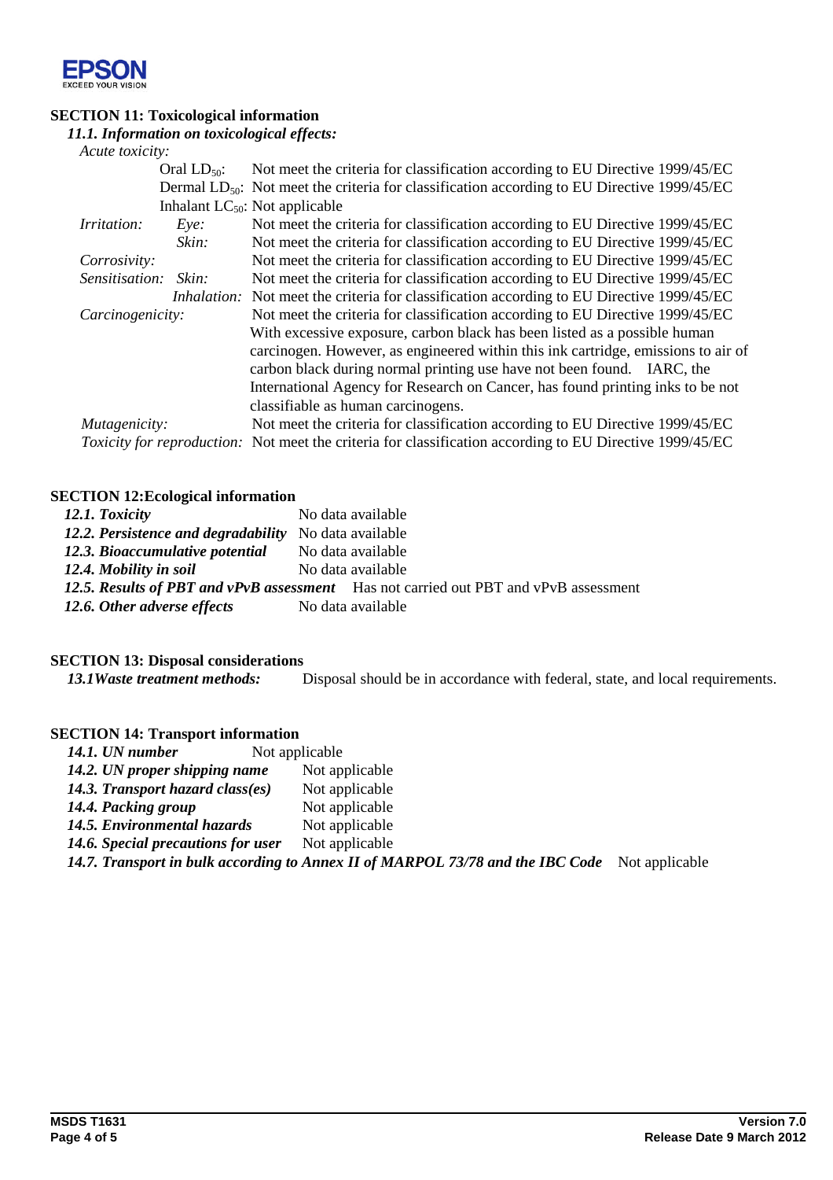## SECTION 11: Toxicological information

### *11.1. Information on toxicological effects:*

*Acute toxicity:*

| | | |
|---|---|---|
| | Oral $LD_{50}$: | Not meet the criteria for classification according to EU Directive 1999/45/EC |
| | Dermal $LD_{50}$: | Not meet the criteria for classification according to EU Directive 1999/45/EC |
| | Inhalant $LC_{50}$: | Not applicable |
| *Irritation:* | *Eye:* | Not meet the criteria for classification according to EU Directive 1999/45/EC |
| | *Skin:* | Not meet the criteria for classification according to EU Directive 1999/45/EC |
| *Corrosivity:* | | Not meet the criteria for classification according to EU Directive 1999/45/EC |
| *Sensitisation:* | *Skin:* | Not meet the criteria for classification according to EU Directive 1999/45/EC |
| | *Inhalation:* | Not meet the criteria for classification according to EU Directive 1999/45/EC |
| *Carcinogenicity:* | | Not meet the criteria for classification according to EU Directive 1999/45/EC With excessive exposure, carbon black has been listed as a possible human carcinogen. However, as engineered within this ink cartridge, emissions to air of carbon black during normal printing use have not been found. IARC, the International Agency for Research on Cancer, has found printing inks to be not classifiable as human carcinogens. |
| *Mutagenicity:* | | Not meet the criteria for classification according to EU Directive 1999/45/EC |
| *Toxicity for reproduction:* | | Not meet the criteria for classification according to EU Directive 1999/45/EC |

## SECTION 12: Ecological information

| | |
|---|---|
| ***12.1. Toxicity*** | No data available |
| ***12.2. Persistence and degradability*** | No data available |
| ***12.3. Bioaccumulative potential*** | No data available |
| ***12.4. Mobility in soil*** | No data available |
| ***12.5. Results of PBT and vPvB assessment*** | Has not carried out PBT and vPvB assessment |
| ***12.6. Other adverse effects*** | No data available |

## SECTION 13: Disposal considerations

***13.1 Waste treatment methods:*** Disposal should be in accordance with federal, state, and local requirements.

## SECTION 14: Transport information

| | |
|---|---|
| ***14.1. UN number*** | Not applicable |
| ***14.2. UN proper shipping name*** | Not applicable |
| ***14.3. Transport hazard class(es)*** | Not applicable |
| ***14.4. Packing group*** | Not applicable |
| ***14.5. Environmental hazards*** | Not applicable |
| ***14.6. Special precautions for user*** | Not applicable |
| ***14.7. Transport in bulk according to Annex II of MARPOL 73/78 and the IBC Code*** | Not applicable |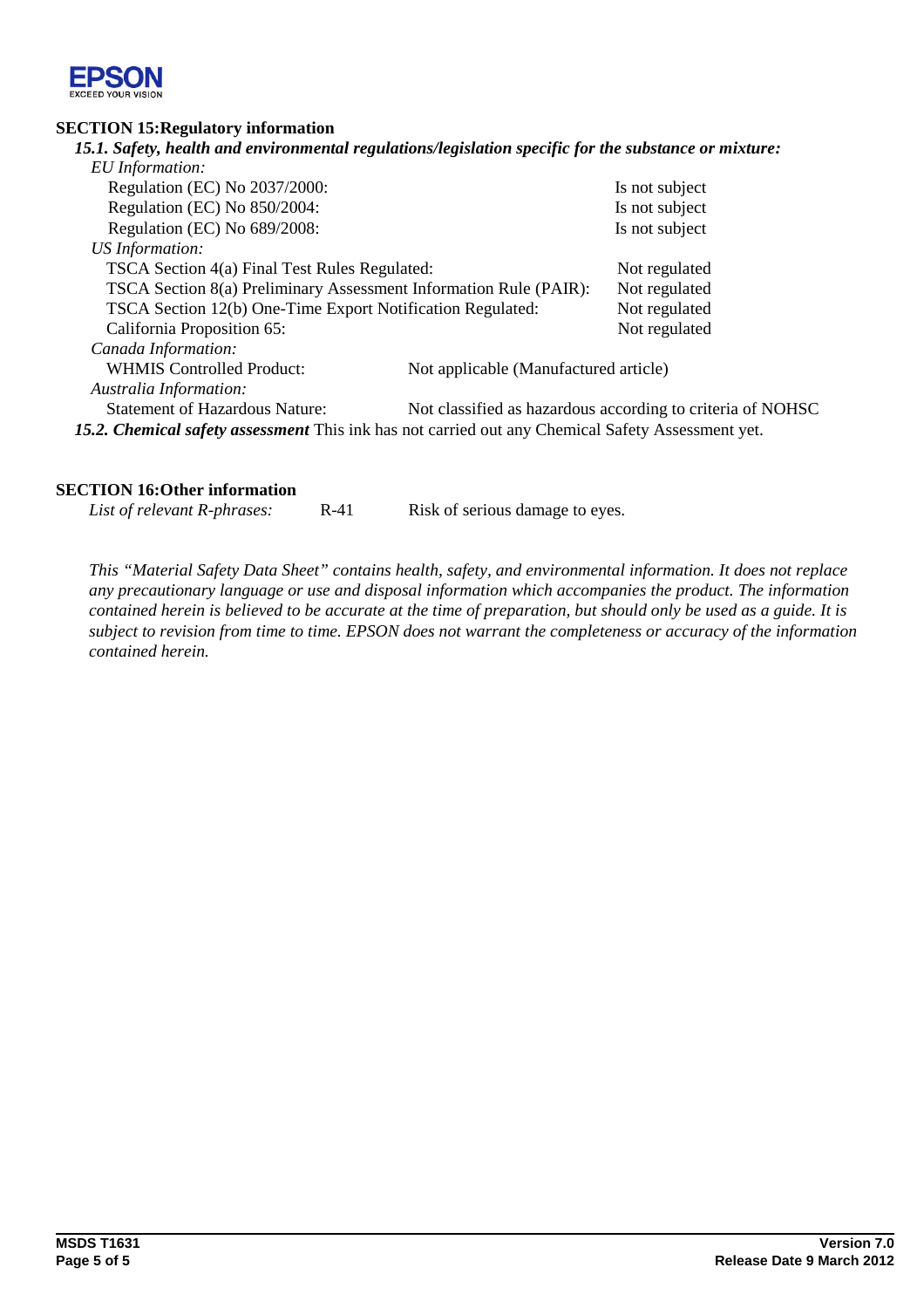## SECTION 15:Regulatory information

***15.1. Safety, health and environmental regulations/legislation specific for the substance or mixture:***

*EU Information:*

| | |
|---|---|
| Regulation (EC) No 2037/2000: | Is not subject |
| Regulation (EC) No 850/2004: | Is not subject |
| Regulation (EC) No 689/2008: | Is not subject |

*US Information:*

| | |
|---|---|
| TSCA Section 4(a) Final Test Rules Regulated: | Not regulated |
| TSCA Section 8(a) Preliminary Assessment Information Rule (PAIR): | Not regulated |
| TSCA Section 12(b) One-Time Export Notification Regulated: | Not regulated |
| California Proposition 65: | Not regulated |

*Canada Information:*

| | |
|---|---|
| WHMIS Controlled Product: | Not applicable (Manufactured article) |

*Australia Information:*

| | |
|---|---|
| Statement of Hazardous Nature: | Not classified as hazardous according to criteria of NOHSC |

***15.2. Chemical safety assessment*** This ink has not carried out any Chemical Safety Assessment yet.

## SECTION 16:Other information

*List of relevant R-phrases:* R-41 Risk of serious damage to eyes.

*This "Material Safety Data Sheet" contains health, safety, and environmental information. It does not replace any precautionary language or use and disposal information which accompanies the product. The information contained herein is believed to be accurate at the time of preparation, but should only be used as a guide. It is subject to revision from time to time. EPSON does not warrant the completeness or accuracy of the information contained herein.*